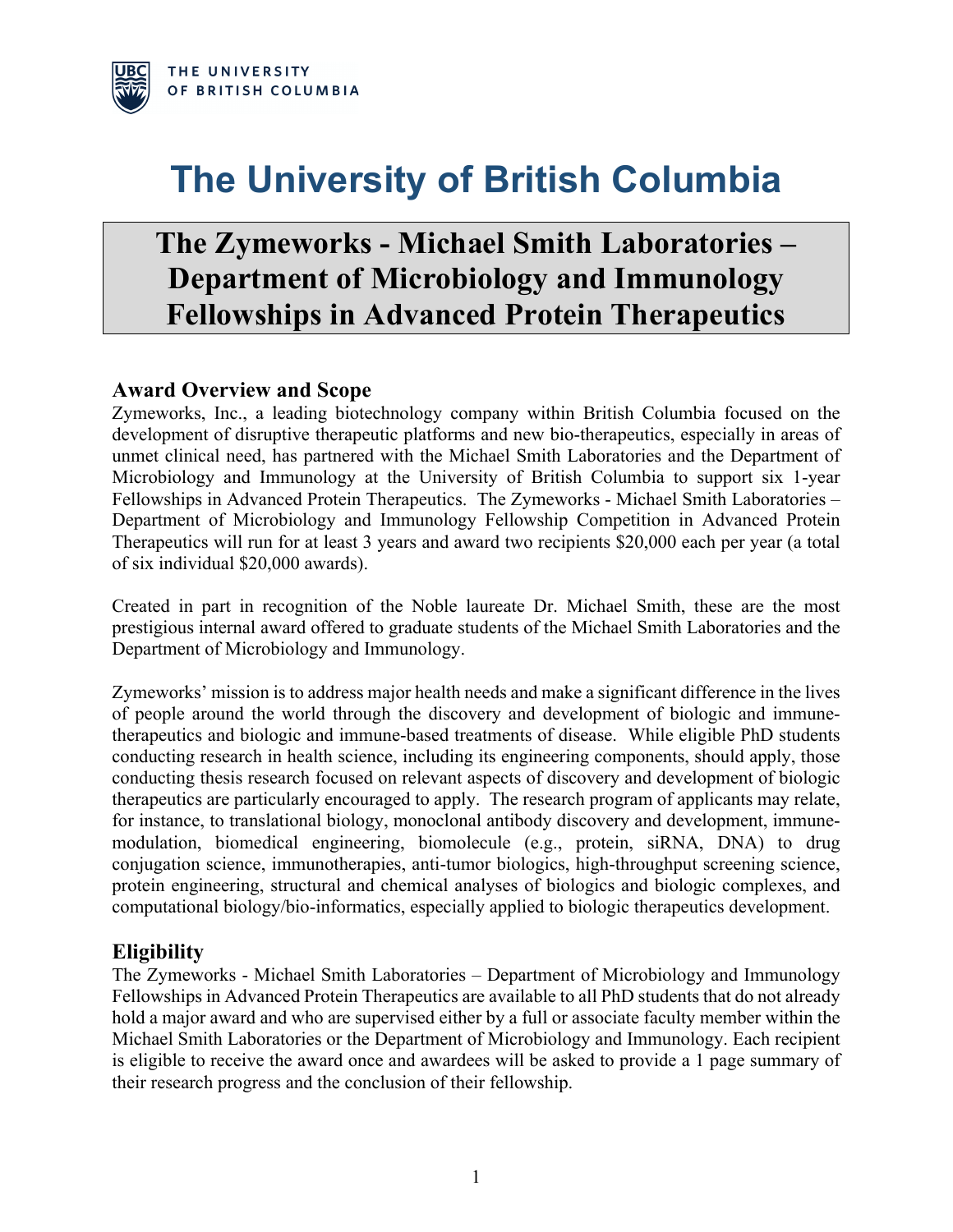THE UNIVERSITY OF BRITISH COLUMBIA

# The University of British Columbia

## The Zymeworks - Michael Smith Laboratories – Department of Microbiology and Immunology Fellowships in Advanced Protein Therapeutics

### Award Overview and Scope

Zymeworks, Inc., a leading biotechnology company within British Columbia focused on the development of disruptive therapeutic platforms and new bio-therapeutics, especially in areas of unmet clinical need, has partnered with the Michael Smith Laboratories and the Department of Microbiology and Immunology at the University of British Columbia to support six 1-year Fellowships in Advanced Protein Therapeutics. The Zymeworks - Michael Smith Laboratories – Department of Microbiology and Immunology Fellowship Competition in Advanced Protein Therapeutics will run for at least 3 years and award two recipients $20,000 each per year (a total of six individual $20,000 awards).

Created in part in recognition of the Noble laureate Dr. Michael Smith, these are the most prestigious internal award offered to graduate students of the Michael Smith Laboratories and the Department of Microbiology and Immunology.

Zymeworks' mission is to address major health needs and make a significant difference in the lives of people around the world through the discovery and development of biologic and immune-therapeutics and biologic and immune-based treatments of disease. While eligible PhD students conducting research in health science, including its engineering components, should apply, those conducting thesis research focused on relevant aspects of discovery and development of biologic therapeutics are particularly encouraged to apply. The research program of applicants may relate, for instance, to translational biology, monoclonal antibody discovery and development, immune-modulation, biomedical engineering, biomolecule (e.g., protein, siRNA, DNA) to drug conjugation science, immunotherapies, anti-tumor biologics, high-throughput screening science, protein engineering, structural and chemical analyses of biologics and biologic complexes, and computational biology/bio-informatics, especially applied to biologic therapeutics development.

### Eligibility

The Zymeworks - Michael Smith Laboratories – Department of Microbiology and Immunology Fellowships in Advanced Protein Therapeutics are available to all PhD students that do not already hold a major award and who are supervised either by a full or associate faculty member within the Michael Smith Laboratories or the Department of Microbiology and Immunology. Each recipient is eligible to receive the award once and awardees will be asked to provide a 1 page summary of their research progress and the conclusion of their fellowship.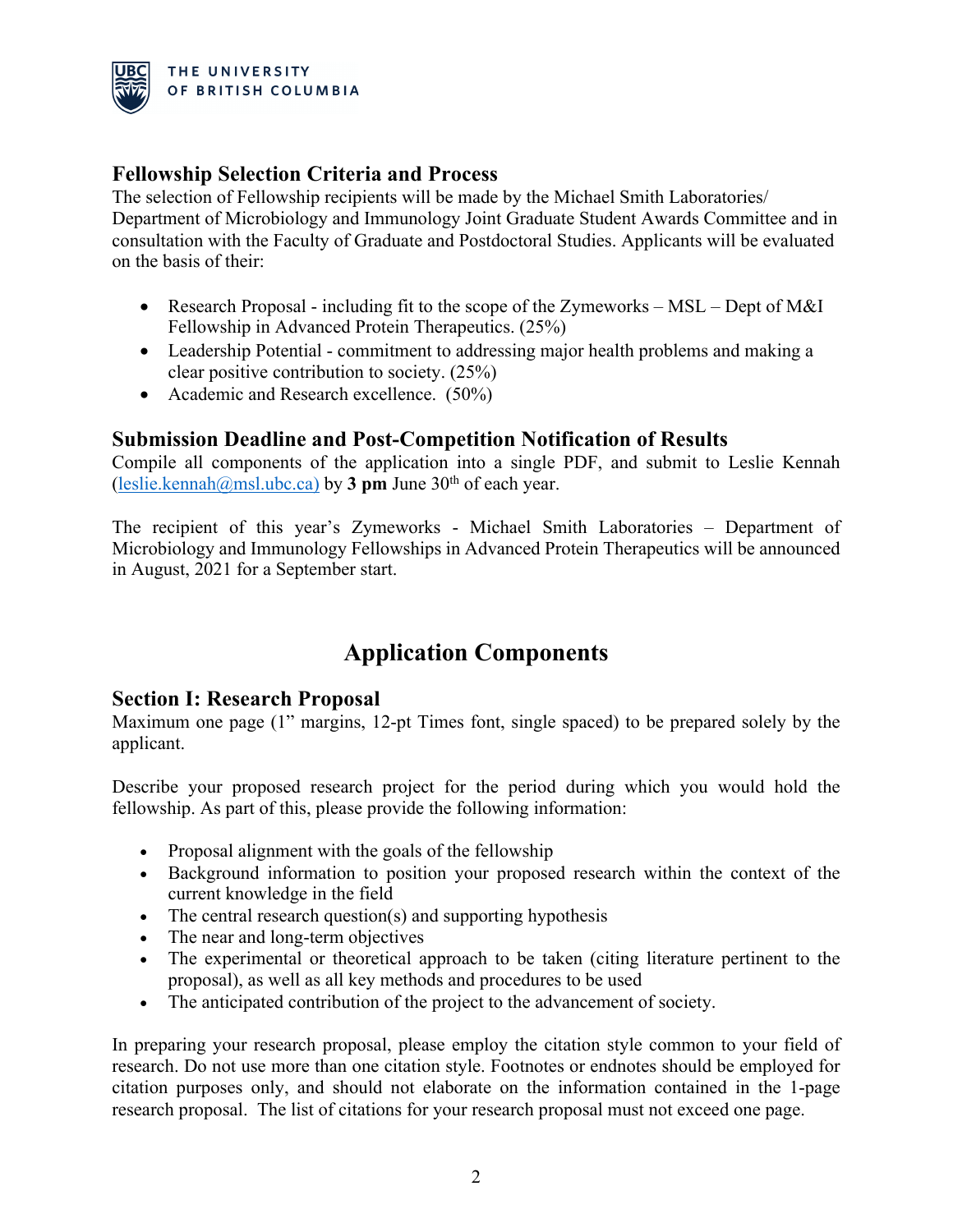## Fellowship Selection Criteria and Process

The selection of Fellowship recipients will be made by the Michael Smith Laboratories/ Department of Microbiology and Immunology Joint Graduate Student Awards Committee and in consultation with the Faculty of Graduate and Postdoctoral Studies. Applicants will be evaluated on the basis of their:

- Research Proposal - including fit to the scope of the Zymeworks – MSL – Dept of M&I Fellowship in Advanced Protein Therapeutics. (25%)
- Leadership Potential - commitment to addressing major health problems and making a clear positive contribution to society. (25%)
- Academic and Research excellence. (50%)

## Submission Deadline and Post-Competition Notification of Results

Compile all components of the application into a single PDF, and submit to Leslie Kennah (leslie.kennah@msl.ubc.ca) by **3 pm** June 30th of each year.

The recipient of this year's Zymeworks - Michael Smith Laboratories – Department of Microbiology and Immunology Fellowships in Advanced Protein Therapeutics will be announced in August, 2021 for a September start.

# Application Components

## Section I: Research Proposal

Maximum one page (1" margins, 12-pt Times font, single spaced) to be prepared solely by the applicant.

Describe your proposed research project for the period during which you would hold the fellowship. As part of this, please provide the following information:

- Proposal alignment with the goals of the fellowship
- Background information to position your proposed research within the context of the current knowledge in the field
- The central research question(s) and supporting hypothesis
- The near and long-term objectives
- The experimental or theoretical approach to be taken (citing literature pertinent to the proposal), as well as all key methods and procedures to be used
- The anticipated contribution of the project to the advancement of society.

In preparing your research proposal, please employ the citation style common to your field of research. Do not use more than one citation style. Footnotes or endnotes should be employed for citation purposes only, and should not elaborate on the information contained in the 1-page research proposal. The list of citations for your research proposal must not exceed one page.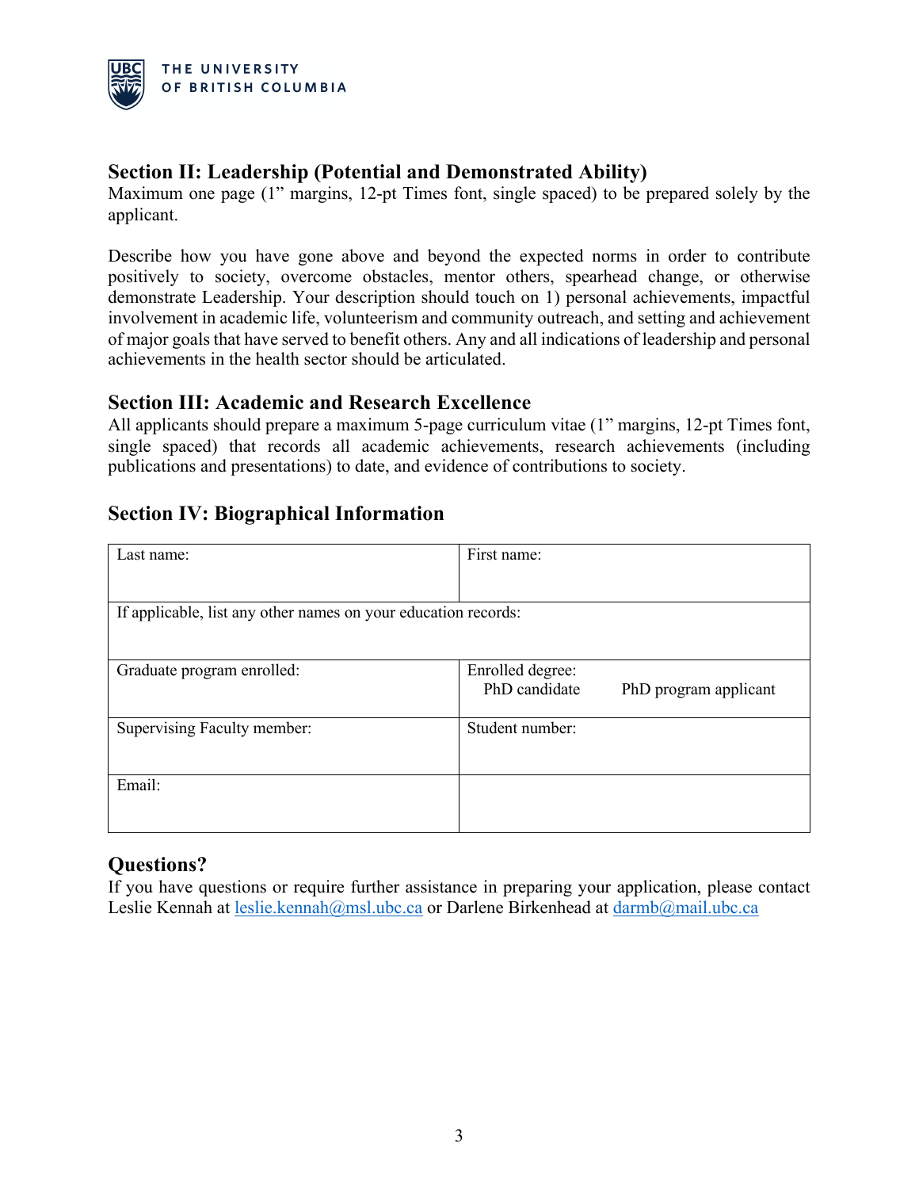## Section II: Leadership (Potential and Demonstrated Ability)

Maximum one page (1" margins, 12-pt Times font, single spaced) to be prepared solely by the applicant.

Describe how you have gone above and beyond the expected norms in order to contribute positively to society, overcome obstacles, mentor others, spearhead change, or otherwise demonstrate Leadership. Your description should touch on 1) personal achievements, impactful involvement in academic life, volunteerism and community outreach, and setting and achievement of major goals that have served to benefit others. Any and all indications of leadership and personal achievements in the health sector should be articulated.

## Section III: Academic and Research Excellence

All applicants should prepare a maximum 5-page curriculum vitae (1" margins, 12-pt Times font, single spaced) that records all academic achievements, research achievements (including publications and presentations) to date, and evidence of contributions to society.

## Section IV: Biographical Information

| | |
|---|---|
| Last name: | First name: |
| If applicable, list any other names on your education records: | |
| Graduate program enrolled: | Enrolled degree: PhD candidate PhD program applicant |
| Supervising Faculty member: | Student number: |
| Email: | |

## Questions?

If you have questions or require further assistance in preparing your application, please contact Leslie Kennah at leslie.kennah@msl.ubc.ca or Darlene Birkenhead at darmb@mail.ubc.ca